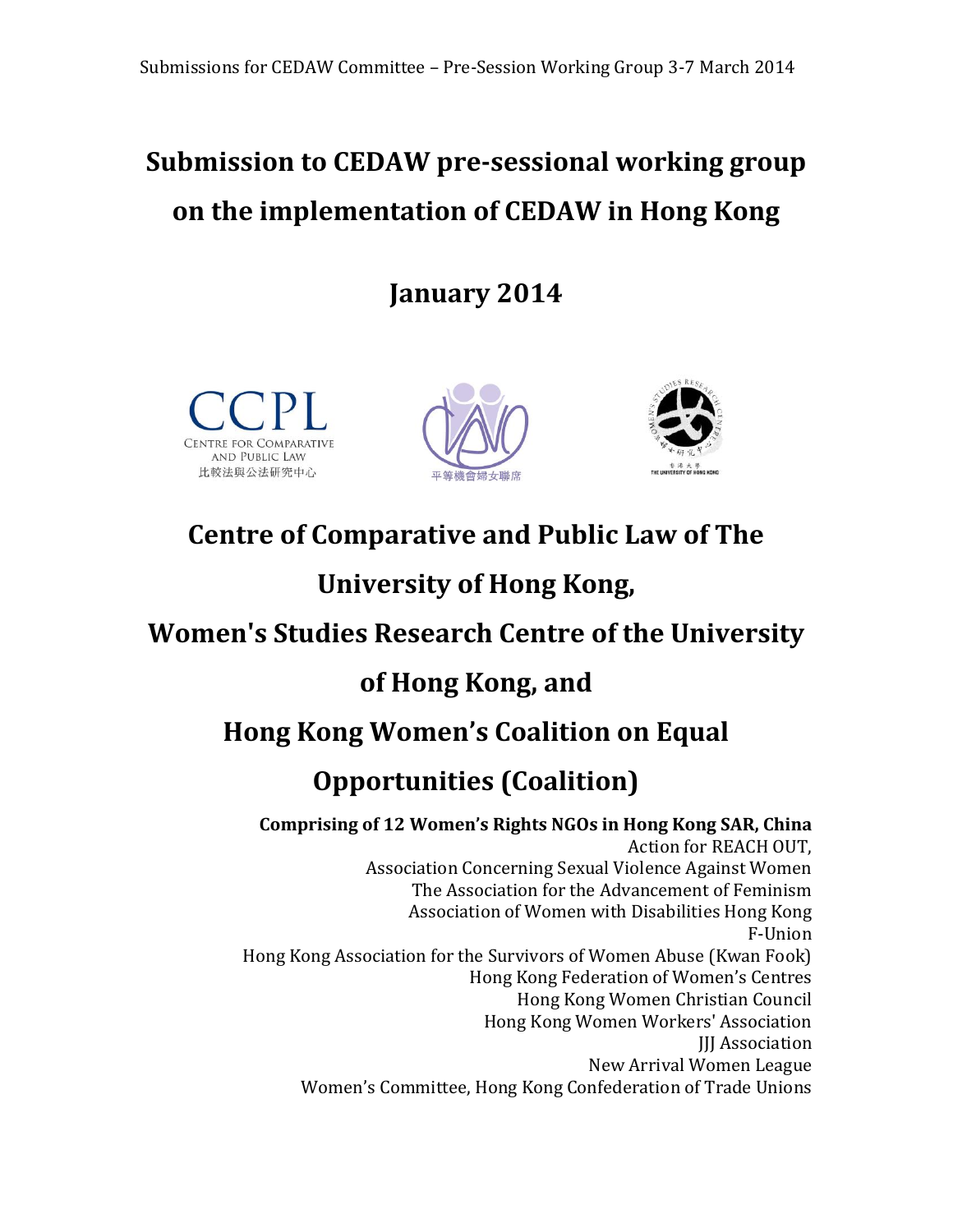Submissions for CEDAW Committee – Pre-Session Working Group 3-7 March 2014

# Submission to CEDAW pre-sessional working group on the implementation of CEDAW in Hong Kong

## January 2014

CCPL
CENTRE FOR COMPARATIVE AND PUBLIC LAW
比較法與公法研究中心

平等機會婦女聯席

香港大學婦女研究中心
THE UNIVERSITY OF HONG KONG

# Centre of Comparative and Public Law of The University of Hong Kong, Women's Studies Research Centre of the University of Hong Kong, and Hong Kong Women's Coalition on Equal Opportunities (Coalition)

**Comprising of 12 Women's Rights NGOs in Hong Kong SAR, China**

Action for REACH OUT,
Association Concerning Sexual Violence Against Women
The Association for the Advancement of Feminism
Association of Women with Disabilities Hong Kong
F-Union
Hong Kong Association for the Survivors of Women Abuse (Kwan Fook)
Hong Kong Federation of Women's Centres
Hong Kong Women Christian Council
Hong Kong Women Workers' Association
JJJ Association
New Arrival Women League
Women's Committee, Hong Kong Confederation of Trade Unions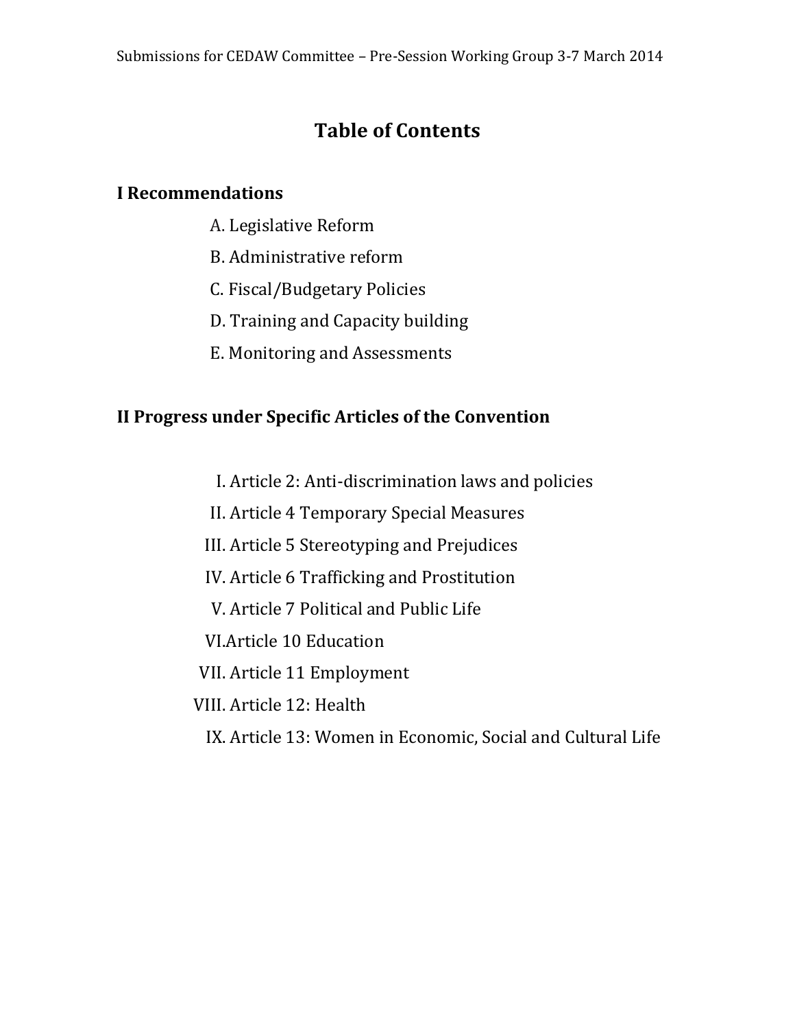# Table of Contents

## I Recommendations

A. Legislative Reform

B. Administrative reform

C. Fiscal/Budgetary Policies

D. Training and Capacity building

E. Monitoring and Assessments

## II Progress under Specific Articles of the Convention

I. Article 2: Anti-discrimination laws and policies

II. Article 4 Temporary Special Measures

III. Article 5 Stereotyping and Prejudices

IV. Article 6 Trafficking and Prostitution

V. Article 7 Political and Public Life

VI. Article 10 Education

VII. Article 11 Employment

VIII. Article 12: Health

IX. Article 13: Women in Economic, Social and Cultural Life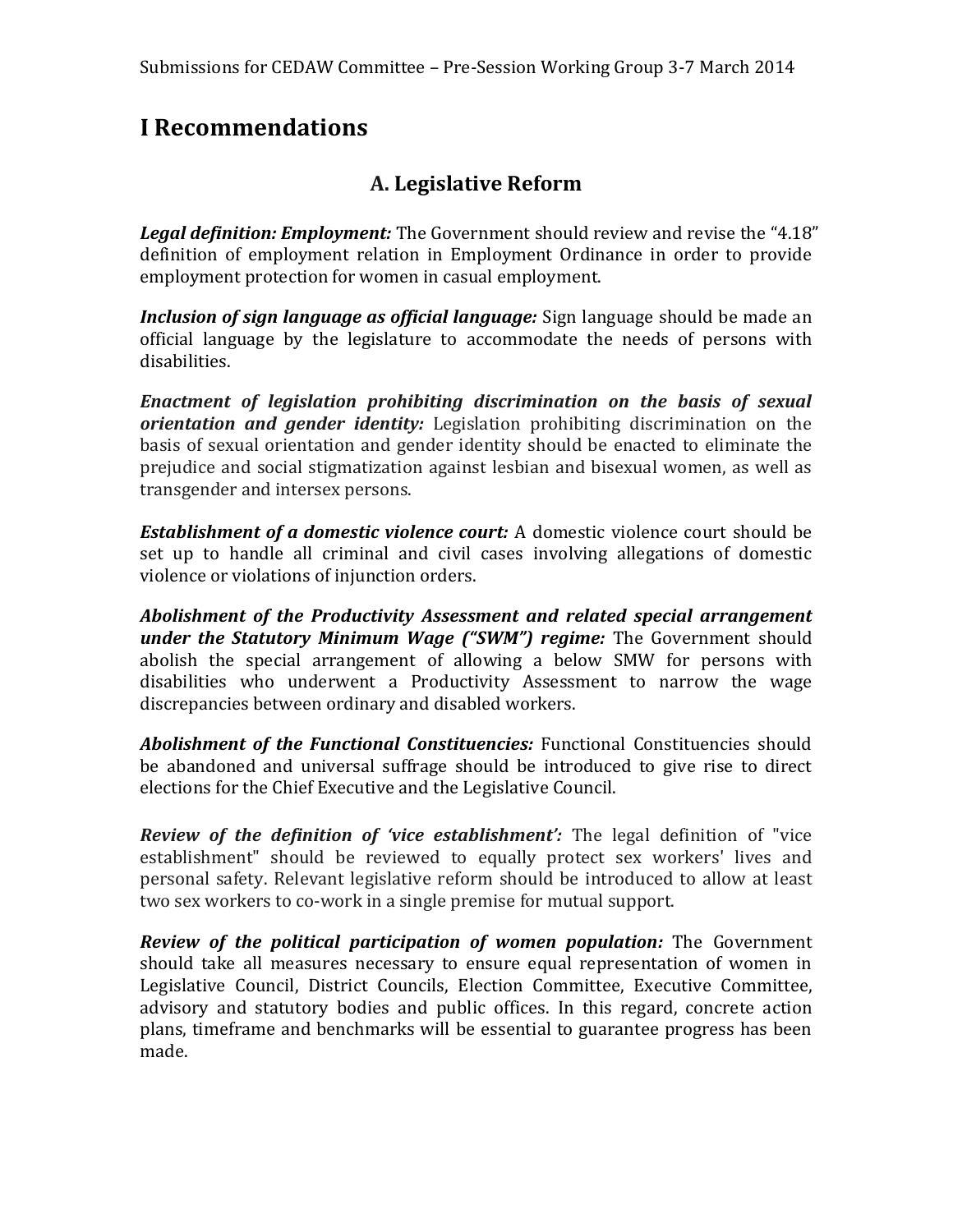# I Recommendations

## A. Legislative Reform

***Legal definition: Employment:*** The Government should review and revise the "4.18" definition of employment relation in Employment Ordinance in order to provide employment protection for women in casual employment.

***Inclusion of sign language as official language:*** Sign language should be made an official language by the legislature to accommodate the needs of persons with disabilities.

***Enactment of legislation prohibiting discrimination on the basis of sexual orientation and gender identity:*** Legislation prohibiting discrimination on the basis of sexual orientation and gender identity should be enacted to eliminate the prejudice and social stigmatization against lesbian and bisexual women, as well as transgender and intersex persons.

***Establishment of a domestic violence court:*** A domestic violence court should be set up to handle all criminal and civil cases involving allegations of domestic violence or violations of injunction orders.

***Abolishment of the Productivity Assessment and related special arrangement under the Statutory Minimum Wage ("SWM") regime:*** The Government should abolish the special arrangement of allowing a below SMW for persons with disabilities who underwent a Productivity Assessment to narrow the wage discrepancies between ordinary and disabled workers.

***Abolishment of the Functional Constituencies:*** Functional Constituencies should be abandoned and universal suffrage should be introduced to give rise to direct elections for the Chief Executive and the Legislative Council.

***Review of the definition of 'vice establishment':*** The legal definition of "vice establishment" should be reviewed to equally protect sex workers' lives and personal safety. Relevant legislative reform should be introduced to allow at least two sex workers to co-work in a single premise for mutual support.

***Review of the political participation of women population:*** The Government should take all measures necessary to ensure equal representation of women in Legislative Council, District Councils, Election Committee, Executive Committee, advisory and statutory bodies and public offices. In this regard, concrete action plans, timeframe and benchmarks will be essential to guarantee progress has been made.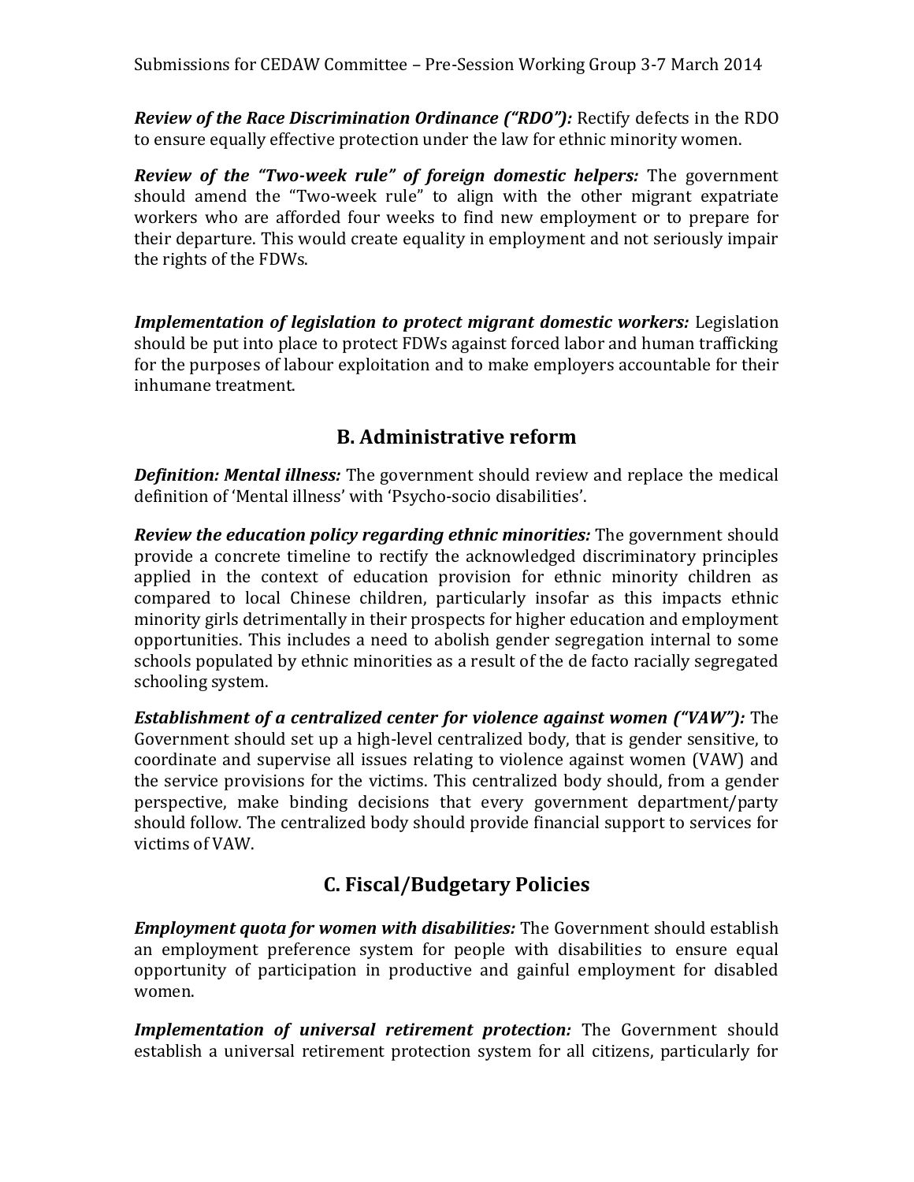***Review of the Race Discrimination Ordinance ("RDO"):*** Rectify defects in the RDO to ensure equally effective protection under the law for ethnic minority women.

***Review of the "Two-week rule" of foreign domestic helpers:*** The government should amend the "Two-week rule" to align with the other migrant expatriate workers who are afforded four weeks to find new employment or to prepare for their departure. This would create equality in employment and not seriously impair the rights of the FDWs.

***Implementation of legislation to protect migrant domestic workers:*** Legislation should be put into place to protect FDWs against forced labor and human trafficking for the purposes of labour exploitation and to make employers accountable for their inhumane treatment.

## B. Administrative reform

***Definition: Mental illness:*** The government should review and replace the medical definition of 'Mental illness' with 'Psycho-socio disabilities'.

***Review the education policy regarding ethnic minorities:*** The government should provide a concrete timeline to rectify the acknowledged discriminatory principles applied in the context of education provision for ethnic minority children as compared to local Chinese children, particularly insofar as this impacts ethnic minority girls detrimentally in their prospects for higher education and employment opportunities. This includes a need to abolish gender segregation internal to some schools populated by ethnic minorities as a result of the de facto racially segregated schooling system.

***Establishment of a centralized center for violence against women ("VAW"):*** The Government should set up a high-level centralized body, that is gender sensitive, to coordinate and supervise all issues relating to violence against women (VAW) and the service provisions for the victims. This centralized body should, from a gender perspective, make binding decisions that every government department/party should follow. The centralized body should provide financial support to services for victims of VAW.

## C. Fiscal/Budgetary Policies

***Employment quota for women with disabilities:*** The Government should establish an employment preference system for people with disabilities to ensure equal opportunity of participation in productive and gainful employment for disabled women.

***Implementation of universal retirement protection:*** The Government should establish a universal retirement protection system for all citizens, particularly for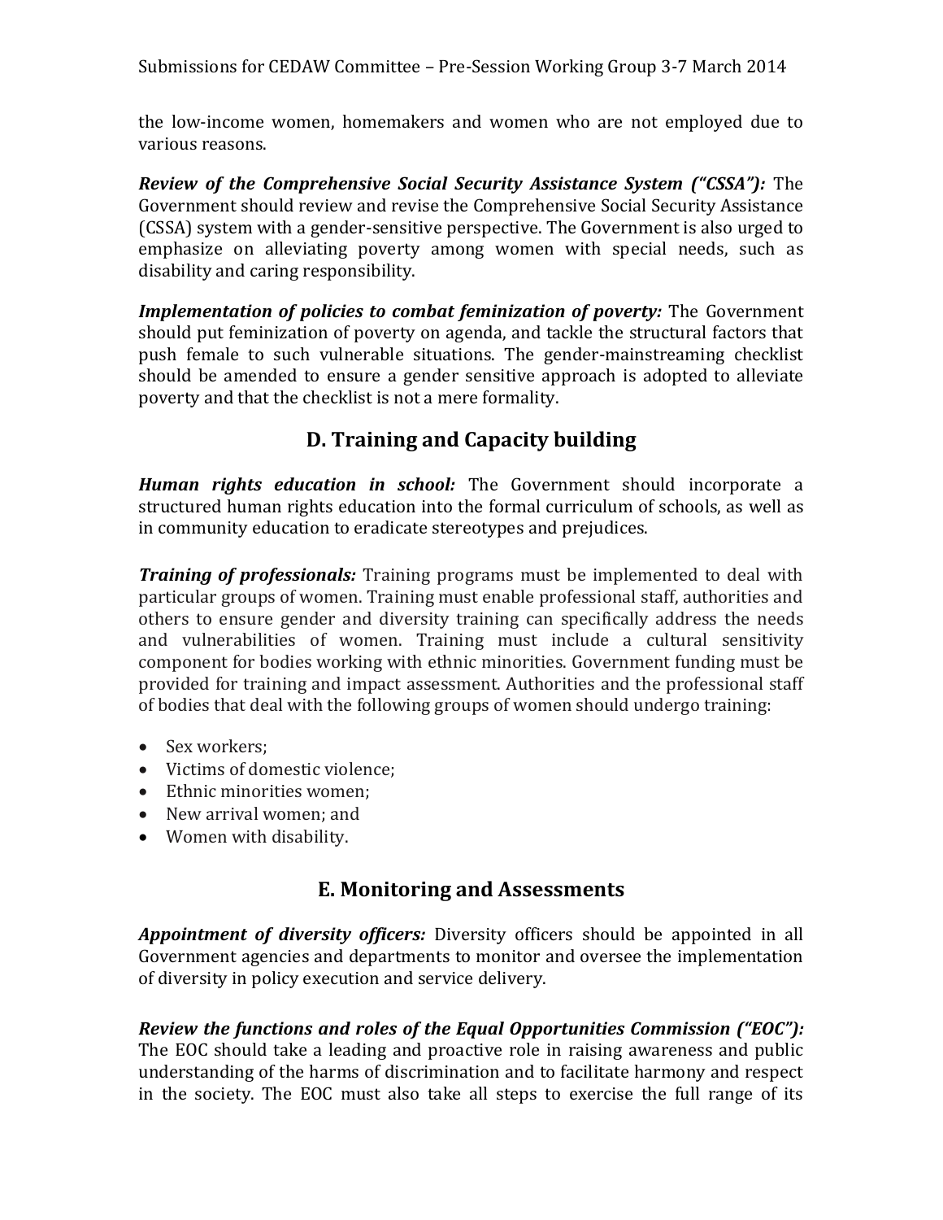the low-income women, homemakers and women who are not employed due to various reasons.

***Review of the Comprehensive Social Security Assistance System ("CSSA"):*** The Government should review and revise the Comprehensive Social Security Assistance (CSSA) system with a gender-sensitive perspective. The Government is also urged to emphasize on alleviating poverty among women with special needs, such as disability and caring responsibility.

***Implementation of policies to combat feminization of poverty:*** The Government should put feminization of poverty on agenda, and tackle the structural factors that push female to such vulnerable situations. The gender-mainstreaming checklist should be amended to ensure a gender sensitive approach is adopted to alleviate poverty and that the checklist is not a mere formality.

## D. Training and Capacity building

***Human rights education in school:*** The Government should incorporate a structured human rights education into the formal curriculum of schools, as well as in community education to eradicate stereotypes and prejudices.

***Training of professionals:*** Training programs must be implemented to deal with particular groups of women. Training must enable professional staff, authorities and others to ensure gender and diversity training can specifically address the needs and vulnerabilities of women. Training must include a cultural sensitivity component for bodies working with ethnic minorities. Government funding must be provided for training and impact assessment. Authorities and the professional staff of bodies that deal with the following groups of women should undergo training:

- Sex workers;
- Victims of domestic violence;
- Ethnic minorities women;
- New arrival women; and
- Women with disability.

## E. Monitoring and Assessments

***Appointment of diversity officers:*** Diversity officers should be appointed in all Government agencies and departments to monitor and oversee the implementation of diversity in policy execution and service delivery.

***Review the functions and roles of the Equal Opportunities Commission ("EOC"):*** The EOC should take a leading and proactive role in raising awareness and public understanding of the harms of discrimination and to facilitate harmony and respect in the society. The EOC must also take all steps to exercise the full range of its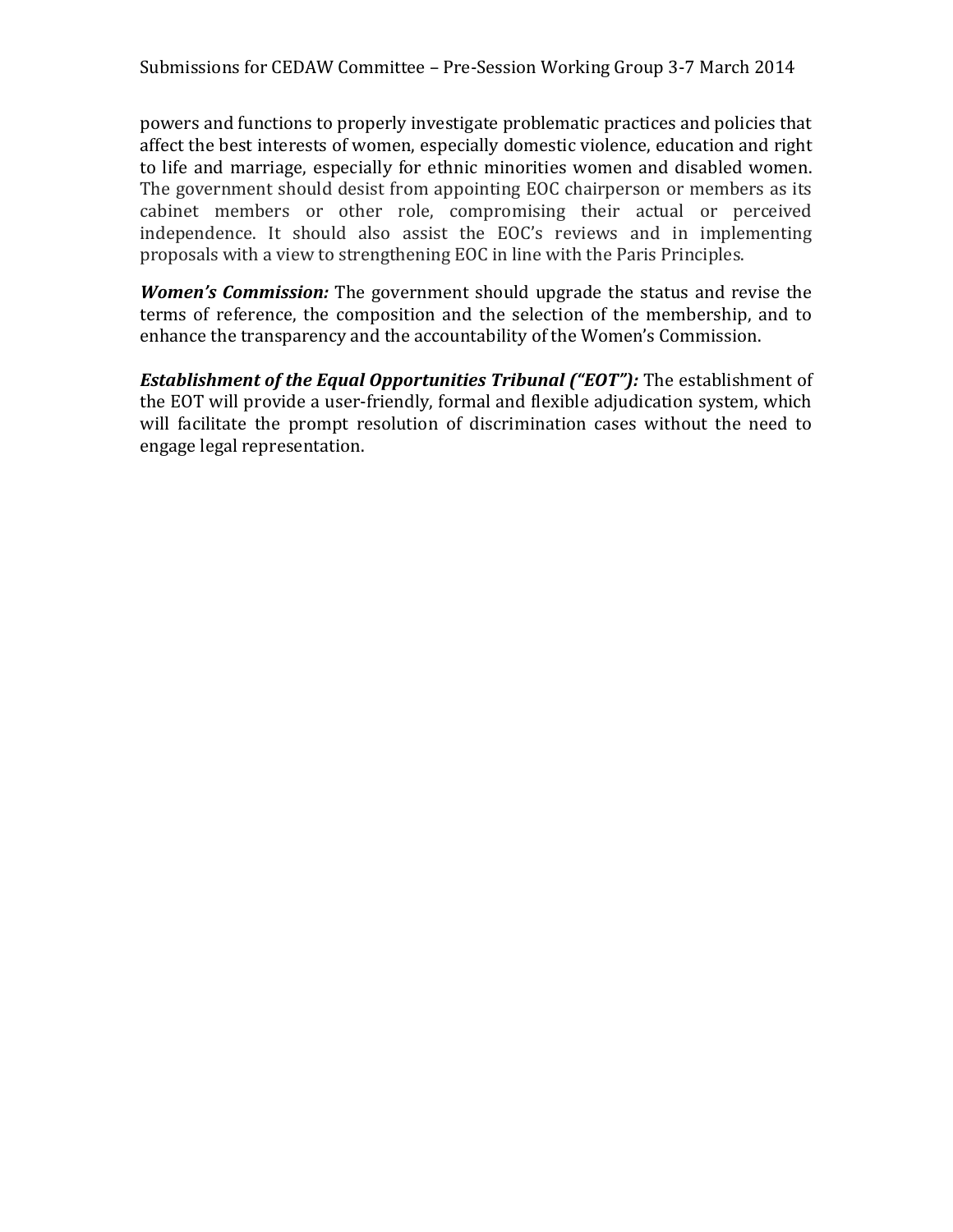powers and functions to properly investigate problematic practices and policies that affect the best interests of women, especially domestic violence, education and right to life and marriage, especially for ethnic minorities women and disabled women. The government should desist from appointing EOC chairperson or members as its cabinet members or other role, compromising their actual or perceived independence. It should also assist the EOC's reviews and in implementing proposals with a view to strengthening EOC in line with the Paris Principles.

***Women's Commission:*** The government should upgrade the status and revise the terms of reference, the composition and the selection of the membership, and to enhance the transparency and the accountability of the Women's Commission.

***Establishment of the Equal Opportunities Tribunal ("EOT"):*** The establishment of the EOT will provide a user-friendly, formal and flexible adjudication system, which will facilitate the prompt resolution of discrimination cases without the need to engage legal representation.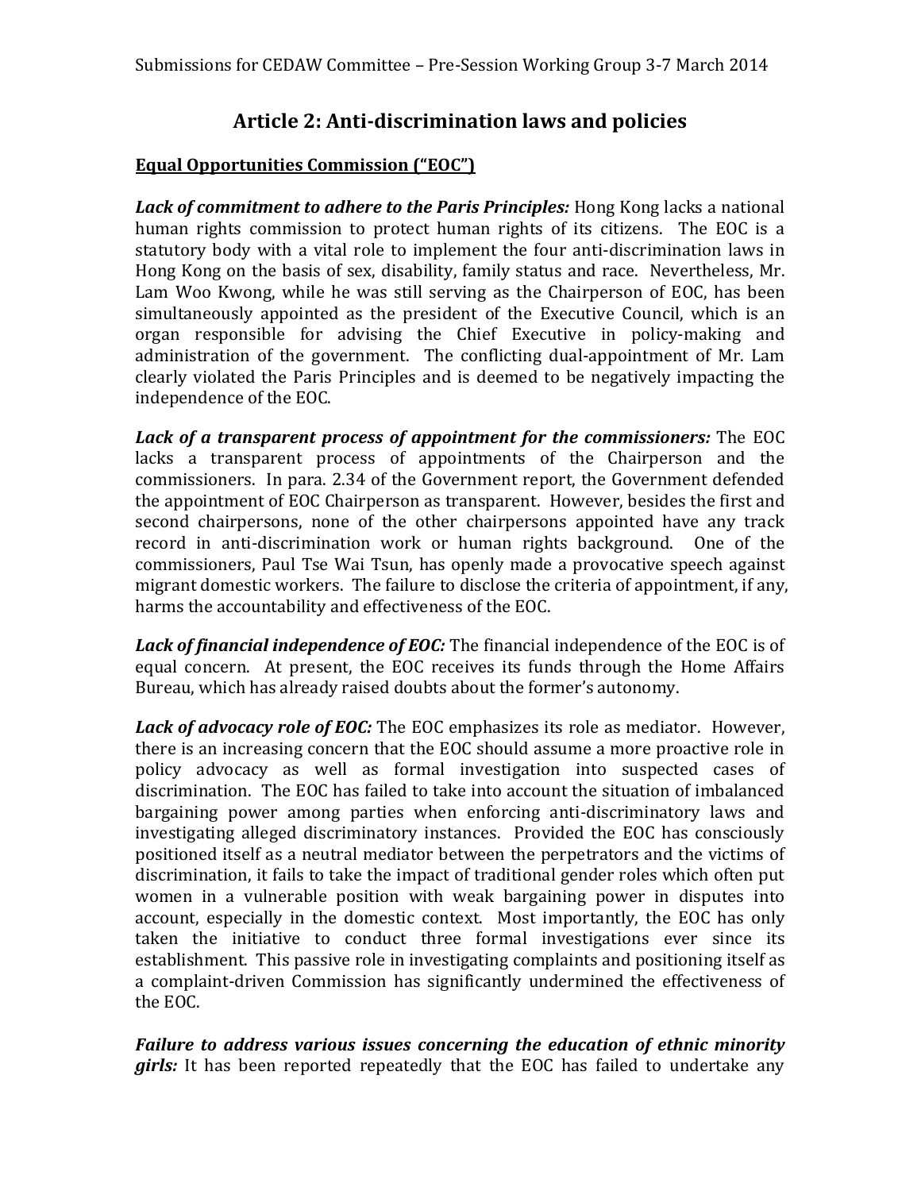## Article 2: Anti-discrimination laws and policies

**Equal Opportunities Commission ("EOC")**

***Lack of commitment to adhere to the Paris Principles:*** Hong Kong lacks a national human rights commission to protect human rights of its citizens. The EOC is a statutory body with a vital role to implement the four anti-discrimination laws in Hong Kong on the basis of sex, disability, family status and race. Nevertheless, Mr. Lam Woo Kwong, while he was still serving as the Chairperson of EOC, has been simultaneously appointed as the president of the Executive Council, which is an organ responsible for advising the Chief Executive in policy-making and administration of the government. The conflicting dual-appointment of Mr. Lam clearly violated the Paris Principles and is deemed to be negatively impacting the independence of the EOC.

***Lack of a transparent process of appointment for the commissioners:*** The EOC lacks a transparent process of appointments of the Chairperson and the commissioners. In para. 2.34 of the Government report, the Government defended the appointment of EOC Chairperson as transparent. However, besides the first and second chairpersons, none of the other chairpersons appointed have any track record in anti-discrimination work or human rights background. One of the commissioners, Paul Tse Wai Tsun, has openly made a provocative speech against migrant domestic workers. The failure to disclose the criteria of appointment, if any, harms the accountability and effectiveness of the EOC.

***Lack of financial independence of EOC:*** The financial independence of the EOC is of equal concern. At present, the EOC receives its funds through the Home Affairs Bureau, which has already raised doubts about the former's autonomy.

***Lack of advocacy role of EOC:*** The EOC emphasizes its role as mediator. However, there is an increasing concern that the EOC should assume a more proactive role in policy advocacy as well as formal investigation into suspected cases of discrimination. The EOC has failed to take into account the situation of imbalanced bargaining power among parties when enforcing anti-discriminatory laws and investigating alleged discriminatory instances. Provided the EOC has consciously positioned itself as a neutral mediator between the perpetrators and the victims of discrimination, it fails to take the impact of traditional gender roles which often put women in a vulnerable position with weak bargaining power in disputes into account, especially in the domestic context. Most importantly, the EOC has only taken the initiative to conduct three formal investigations ever since its establishment. This passive role in investigating complaints and positioning itself as a complaint-driven Commission has significantly undermined the effectiveness of the EOC.

***Failure to address various issues concerning the education of ethnic minority girls:*** It has been reported repeatedly that the EOC has failed to undertake any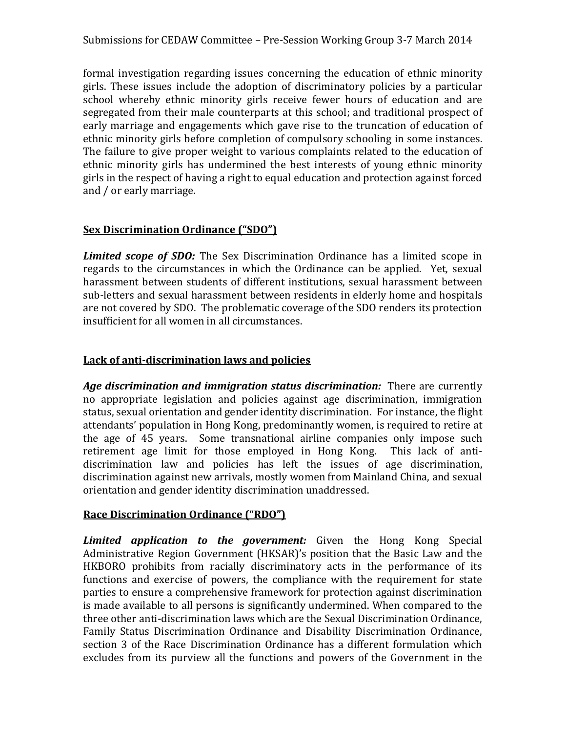formal investigation regarding issues concerning the education of ethnic minority girls. These issues include the adoption of discriminatory policies by a particular school whereby ethnic minority girls receive fewer hours of education and are segregated from their male counterparts at this school; and traditional prospect of early marriage and engagements which gave rise to the truncation of education of ethnic minority girls before completion of compulsory schooling in some instances. The failure to give proper weight to various complaints related to the education of ethnic minority girls has undermined the best interests of young ethnic minority girls in the respect of having a right to equal education and protection against forced and / or early marriage.

## Sex Discrimination Ordinance ("SDO")

***Limited scope of SDO:*** The Sex Discrimination Ordinance has a limited scope in regards to the circumstances in which the Ordinance can be applied. Yet, sexual harassment between students of different institutions, sexual harassment between sub-letters and sexual harassment between residents in elderly home and hospitals are not covered by SDO. The problematic coverage of the SDO renders its protection insufficient for all women in all circumstances.

## Lack of anti-discrimination laws and policies

***Age discrimination and immigration status discrimination:*** There are currently no appropriate legislation and policies against age discrimination, immigration status, sexual orientation and gender identity discrimination. For instance, the flight attendants' population in Hong Kong, predominantly women, is required to retire at the age of 45 years. Some transnational airline companies only impose such retirement age limit for those employed in Hong Kong. This lack of anti-discrimination law and policies has left the issues of age discrimination, discrimination against new arrivals, mostly women from Mainland China, and sexual orientation and gender identity discrimination unaddressed.

## Race Discrimination Ordinance ("RDO")

***Limited application to the government:*** Given the Hong Kong Special Administrative Region Government (HKSAR)'s position that the Basic Law and the HKBORO prohibits from racially discriminatory acts in the performance of its functions and exercise of powers, the compliance with the requirement for state parties to ensure a comprehensive framework for protection against discrimination is made available to all persons is significantly undermined. When compared to the three other anti-discrimination laws which are the Sexual Discrimination Ordinance, Family Status Discrimination Ordinance and Disability Discrimination Ordinance, section 3 of the Race Discrimination Ordinance has a different formulation which excludes from its purview all the functions and powers of the Government in the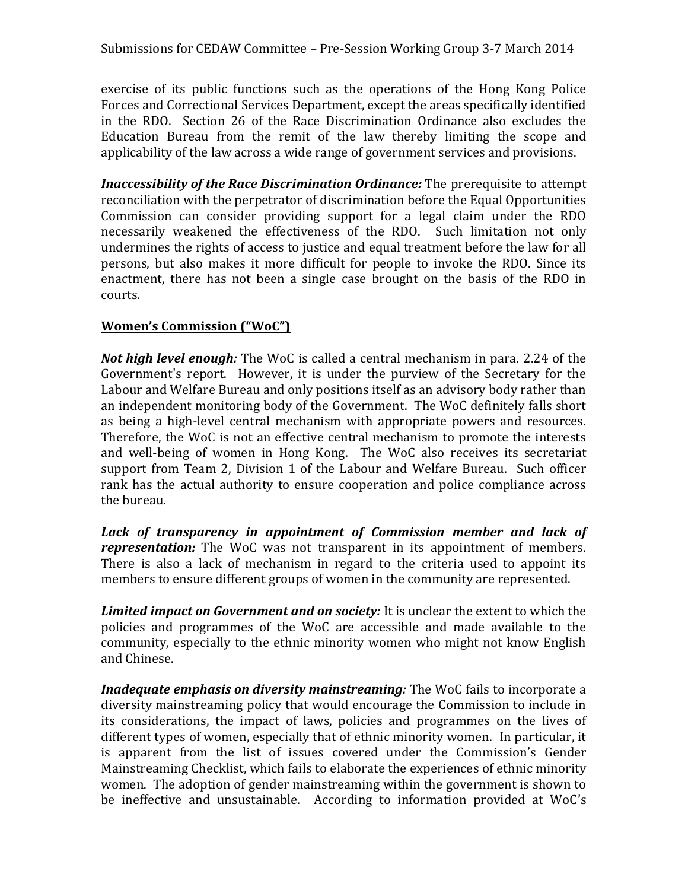exercise of its public functions such as the operations of the Hong Kong Police Forces and Correctional Services Department, except the areas specifically identified in the RDO. Section 26 of the Race Discrimination Ordinance also excludes the Education Bureau from the remit of the law thereby limiting the scope and applicability of the law across a wide range of government services and provisions.

***Inaccessibility of the Race Discrimination Ordinance:*** The prerequisite to attempt reconciliation with the perpetrator of discrimination before the Equal Opportunities Commission can consider providing support for a legal claim under the RDO necessarily weakened the effectiveness of the RDO. Such limitation not only undermines the rights of access to justice and equal treatment before the law for all persons, but also makes it more difficult for people to invoke the RDO. Since its enactment, there has not been a single case brought on the basis of the RDO in courts.

**<u>Women's Commission ("WoC")</u>**

***Not high level enough:*** The WoC is called a central mechanism in para. 2.24 of the Government's report. However, it is under the purview of the Secretary for the Labour and Welfare Bureau and only positions itself as an advisory body rather than an independent monitoring body of the Government. The WoC definitely falls short as being a high-level central mechanism with appropriate powers and resources. Therefore, the WoC is not an effective central mechanism to promote the interests and well-being of women in Hong Kong. The WoC also receives its secretariat support from Team 2, Division 1 of the Labour and Welfare Bureau. Such officer rank has the actual authority to ensure cooperation and police compliance across the bureau.

***Lack of transparency in appointment of Commission member and lack of representation:*** The WoC was not transparent in its appointment of members. There is also a lack of mechanism in regard to the criteria used to appoint its members to ensure different groups of women in the community are represented.

***Limited impact on Government and on society:*** It is unclear the extent to which the policies and programmes of the WoC are accessible and made available to the community, especially to the ethnic minority women who might not know English and Chinese.

***Inadequate emphasis on diversity mainstreaming:*** The WoC fails to incorporate a diversity mainstreaming policy that would encourage the Commission to include in its considerations, the impact of laws, policies and programmes on the lives of different types of women, especially that of ethnic minority women. In particular, it is apparent from the list of issues covered under the Commission's Gender Mainstreaming Checklist, which fails to elaborate the experiences of ethnic minority women. The adoption of gender mainstreaming within the government is shown to be ineffective and unsustainable. According to information provided at WoC's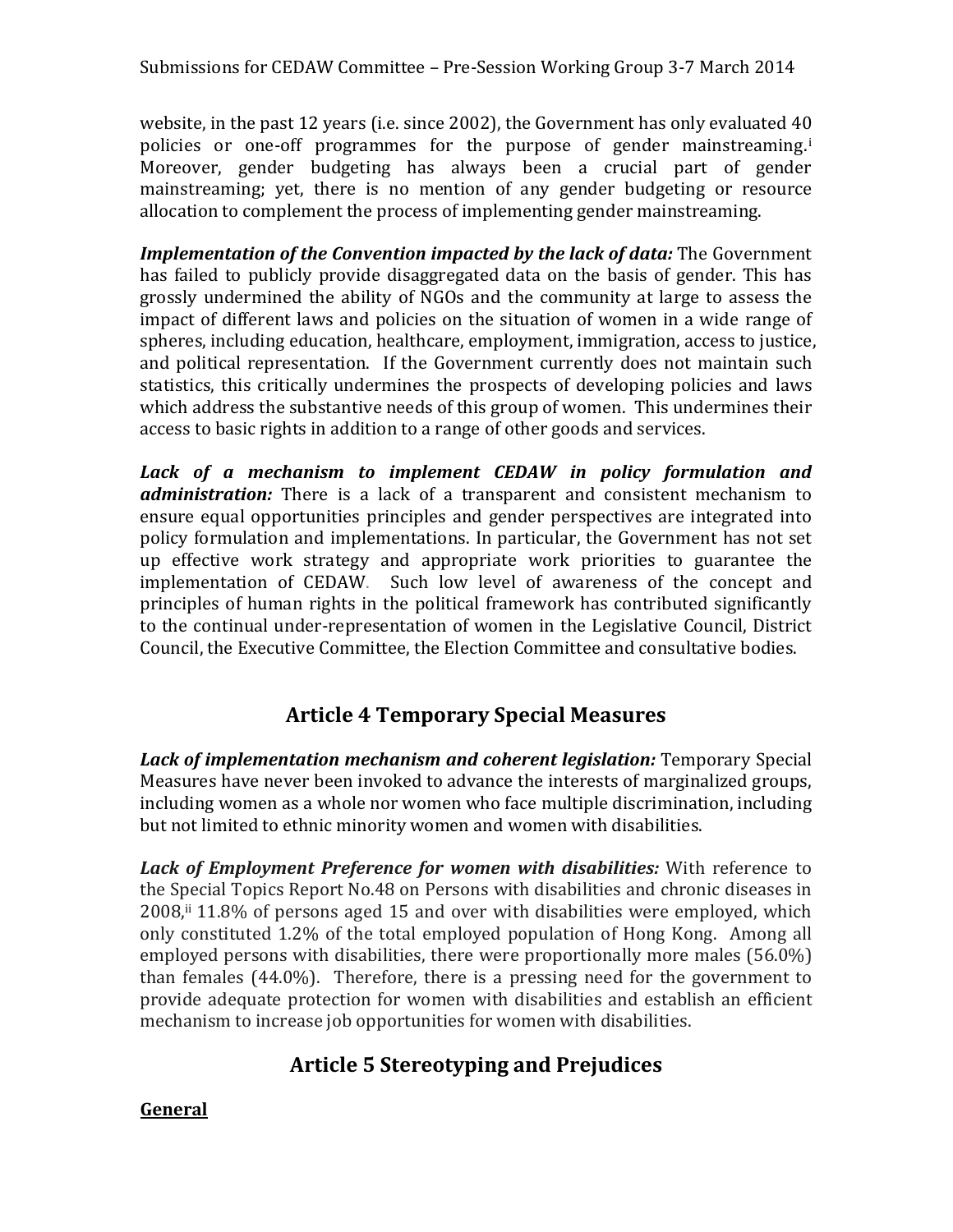website, in the past 12 years (i.e. since 2002), the Government has only evaluated 40 policies or one-off programmes for the purpose of gender mainstreaming.[i] Moreover, gender budgeting has always been a crucial part of gender mainstreaming; yet, there is no mention of any gender budgeting or resource allocation to complement the process of implementing gender mainstreaming.

***Implementation of the Convention impacted by the lack of data:*** The Government has failed to publicly provide disaggregated data on the basis of gender. This has grossly undermined the ability of NGOs and the community at large to assess the impact of different laws and policies on the situation of women in a wide range of spheres, including education, healthcare, employment, immigration, access to justice, and political representation. If the Government currently does not maintain such statistics, this critically undermines the prospects of developing policies and laws which address the substantive needs of this group of women. This undermines their access to basic rights in addition to a range of other goods and services.

***Lack of a mechanism to implement CEDAW in policy formulation and administration:*** There is a lack of a transparent and consistent mechanism to ensure equal opportunities principles and gender perspectives are integrated into policy formulation and implementations. In particular, the Government has not set up effective work strategy and appropriate work priorities to guarantee the implementation of CEDAW. Such low level of awareness of the concept and principles of human rights in the political framework has contributed significantly to the continual under-representation of women in the Legislative Council, District Council, the Executive Committee, the Election Committee and consultative bodies.

## Article 4 Temporary Special Measures

***Lack of implementation mechanism and coherent legislation:*** Temporary Special Measures have never been invoked to advance the interests of marginalized groups, including women as a whole nor women who face multiple discrimination, including but not limited to ethnic minority women and women with disabilities.

***Lack of Employment Preference for women with disabilities:*** With reference to the Special Topics Report No.48 on Persons with disabilities and chronic diseases in 2008,[ii] 11.8% of persons aged 15 and over with disabilities were employed, which only constituted 1.2% of the total employed population of Hong Kong. Among all employed persons with disabilities, there were proportionally more males (56.0%) than females (44.0%). Therefore, there is a pressing need for the government to provide adequate protection for women with disabilities and establish an efficient mechanism to increase job opportunities for women with disabilities.

## Article 5 Stereotyping and Prejudices

**General**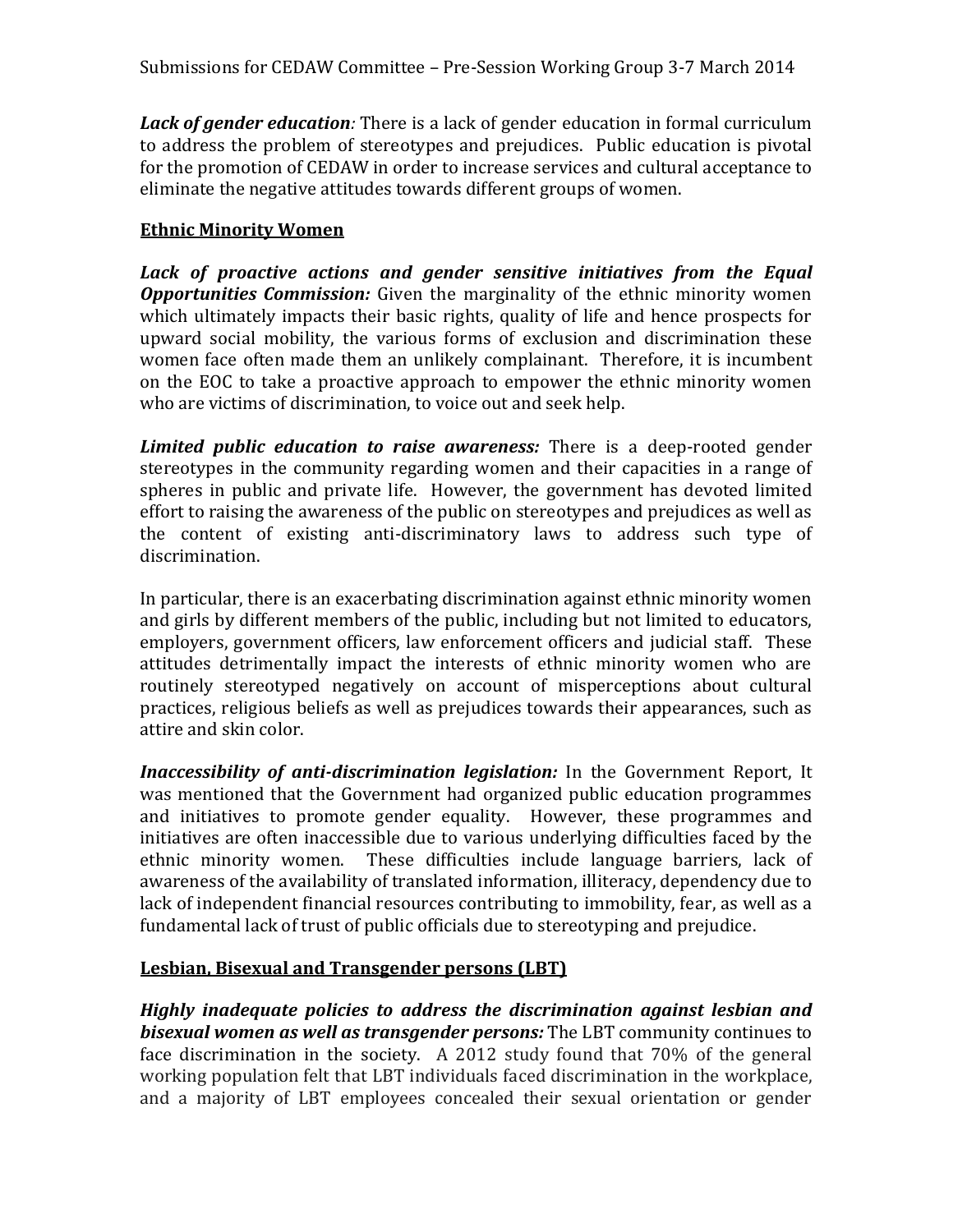***Lack of gender education**:* There is a lack of gender education in formal curriculum to address the problem of stereotypes and prejudices. Public education is pivotal for the promotion of CEDAW in order to increase services and cultural acceptance to eliminate the negative attitudes towards different groups of women.

**<u>Ethnic Minority Women</u>**

***Lack of proactive actions and gender sensitive initiatives from the Equal Opportunities Commission:*** Given the marginality of the ethnic minority women which ultimately impacts their basic rights, quality of life and hence prospects for upward social mobility, the various forms of exclusion and discrimination these women face often made them an unlikely complainant. Therefore, it is incumbent on the EOC to take a proactive approach to empower the ethnic minority women who are victims of discrimination, to voice out and seek help.

***Limited public education to raise awareness:*** There is a deep-rooted gender stereotypes in the community regarding women and their capacities in a range of spheres in public and private life. However, the government has devoted limited effort to raising the awareness of the public on stereotypes and prejudices as well as the content of existing anti-discriminatory laws to address such type of discrimination.

In particular, there is an exacerbating discrimination against ethnic minority women and girls by different members of the public, including but not limited to educators, employers, government officers, law enforcement officers and judicial staff. These attitudes detrimentally impact the interests of ethnic minority women who are routinely stereotyped negatively on account of misperceptions about cultural practices, religious beliefs as well as prejudices towards their appearances, such as attire and skin color.

***Inaccessibility of anti-discrimination legislation:*** In the Government Report, It was mentioned that the Government had organized public education programmes and initiatives to promote gender equality. However, these programmes and initiatives are often inaccessible due to various underlying difficulties faced by the ethnic minority women. These difficulties include language barriers, lack of awareness of the availability of translated information, illiteracy, dependency due to lack of independent financial resources contributing to immobility, fear, as well as a fundamental lack of trust of public officials due to stereotyping and prejudice.

**<u>Lesbian, Bisexual and Transgender persons (LBT)</u>**

***Highly inadequate policies to address the discrimination against lesbian and bisexual women as well as transgender persons:*** The LBT community continues to face discrimination in the society. A 2012 study found that 70% of the general working population felt that LBT individuals faced discrimination in the workplace, and a majority of LBT employees concealed their sexual orientation or gender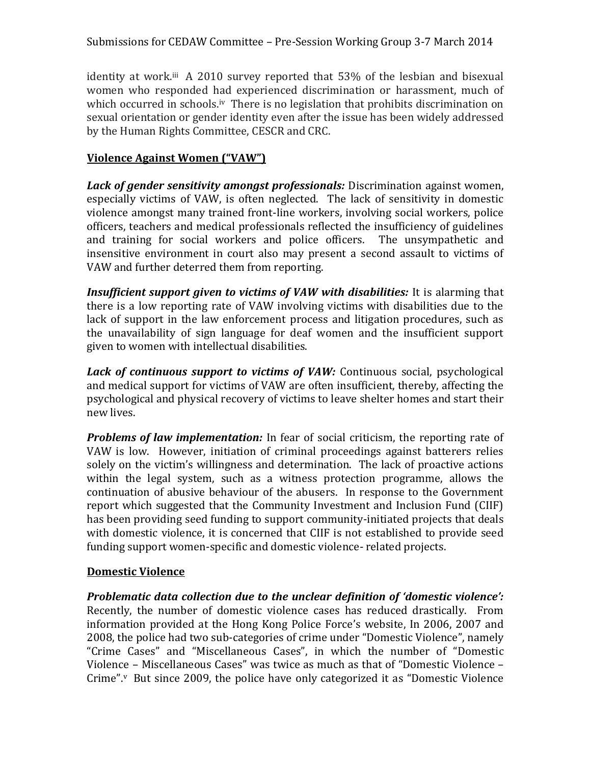identity at work.[iii] A 2010 survey reported that 53% of the lesbian and bisexual women who responded had experienced discrimination or harassment, much of which occurred in schools.[iv] There is no legislation that prohibits discrimination on sexual orientation or gender identity even after the issue has been widely addressed by the Human Rights Committee, CESCR and CRC.

**Violence Against Women ("VAW")**

***Lack of gender sensitivity amongst professionals:*** Discrimination against women, especially victims of VAW, is often neglected. The lack of sensitivity in domestic violence amongst many trained front-line workers, involving social workers, police officers, teachers and medical professionals reflected the insufficiency of guidelines and training for social workers and police officers. The unsympathetic and insensitive environment in court also may present a second assault to victims of VAW and further deterred them from reporting.

***Insufficient support given to victims of VAW with disabilities:*** It is alarming that there is a low reporting rate of VAW involving victims with disabilities due to the lack of support in the law enforcement process and litigation procedures, such as the unavailability of sign language for deaf women and the insufficient support given to women with intellectual disabilities.

***Lack of continuous support to victims of VAW:*** Continuous social, psychological and medical support for victims of VAW are often insufficient, thereby, affecting the psychological and physical recovery of victims to leave shelter homes and start their new lives.

***Problems of law implementation:*** In fear of social criticism, the reporting rate of VAW is low. However, initiation of criminal proceedings against batterers relies solely on the victim's willingness and determination. The lack of proactive actions within the legal system, such as a witness protection programme, allows the continuation of abusive behaviour of the abusers. In response to the Government report which suggested that the Community Investment and Inclusion Fund (CIIF) has been providing seed funding to support community-initiated projects that deals with domestic violence, it is concerned that CIIF is not established to provide seed funding support women-specific and domestic violence- related projects.

**Domestic Violence**

***Problematic data collection due to the unclear definition of 'domestic violence':*** Recently, the number of domestic violence cases has reduced drastically. From information provided at the Hong Kong Police Force's website, In 2006, 2007 and 2008, the police had two sub-categories of crime under "Domestic Violence", namely "Crime Cases" and "Miscellaneous Cases", in which the number of "Domestic Violence – Miscellaneous Cases" was twice as much as that of "Domestic Violence – Crime".[v] But since 2009, the police have only categorized it as "Domestic Violence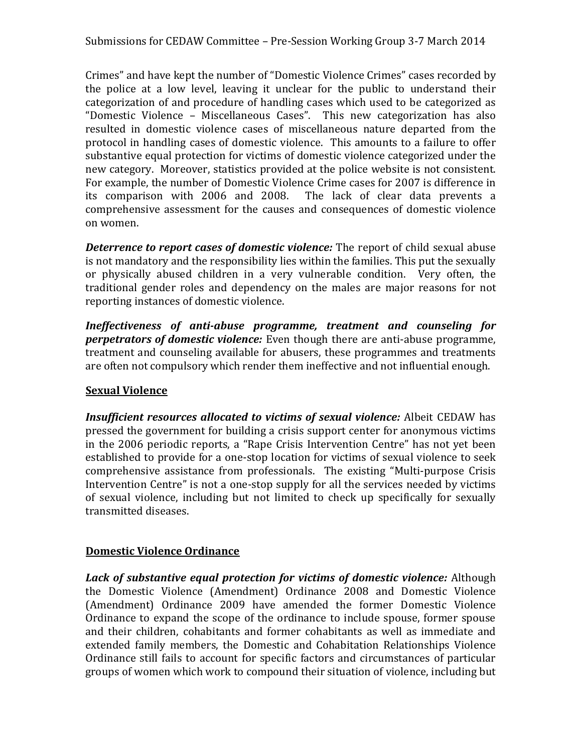Crimes" and have kept the number of "Domestic Violence Crimes" cases recorded by the police at a low level, leaving it unclear for the public to understand their categorization of and procedure of handling cases which used to be categorized as "Domestic Violence – Miscellaneous Cases". This new categorization has also resulted in domestic violence cases of miscellaneous nature departed from the protocol in handling cases of domestic violence. This amounts to a failure to offer substantive equal protection for victims of domestic violence categorized under the new category. Moreover, statistics provided at the police website is not consistent. For example, the number of Domestic Violence Crime cases for 2007 is difference in its comparison with 2006 and 2008. The lack of clear data prevents a comprehensive assessment for the causes and consequences of domestic violence on women.

***Deterrence to report cases of domestic violence:*** The report of child sexual abuse is not mandatory and the responsibility lies within the families. This put the sexually or physically abused children in a very vulnerable condition. Very often, the traditional gender roles and dependency on the males are major reasons for not reporting instances of domestic violence.

***Ineffectiveness of anti-abuse programme, treatment and counseling for perpetrators of domestic violence:*** Even though there are anti-abuse programme, treatment and counseling available for abusers, these programmes and treatments are often not compulsory which render them ineffective and not influential enough.

**<u>Sexual Violence</u>**

***Insufficient resources allocated to victims of sexual violence:*** Albeit CEDAW has pressed the government for building a crisis support center for anonymous victims in the 2006 periodic reports, a "Rape Crisis Intervention Centre" has not yet been established to provide for a one-stop location for victims of sexual violence to seek comprehensive assistance from professionals. The existing "Multi-purpose Crisis Intervention Centre" is not a one-stop supply for all the services needed by victims of sexual violence, including but not limited to check up specifically for sexually transmitted diseases.

**<u>Domestic Violence Ordinance</u>**

***Lack of substantive equal protection for victims of domestic violence:*** Although the Domestic Violence (Amendment) Ordinance 2008 and Domestic Violence (Amendment) Ordinance 2009 have amended the former Domestic Violence Ordinance to expand the scope of the ordinance to include spouse, former spouse and their children, cohabitants and former cohabitants as well as immediate and extended family members, the Domestic and Cohabitation Relationships Violence Ordinance still fails to account for specific factors and circumstances of particular groups of women which work to compound their situation of violence, including but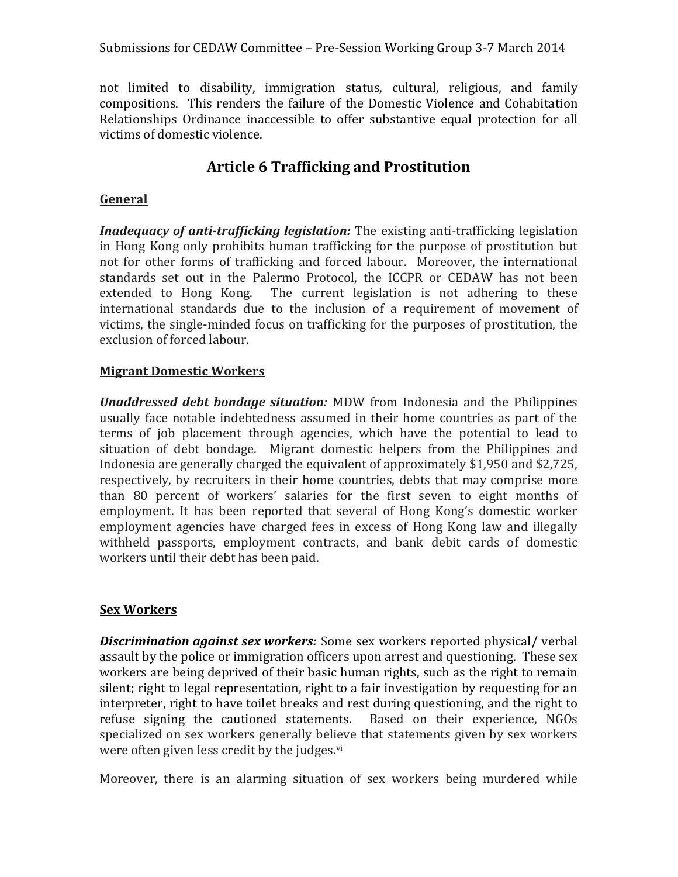not limited to disability, immigration status, cultural, religious, and family compositions. This renders the failure of the Domestic Violence and Cohabitation Relationships Ordinance inaccessible to offer substantive equal protection for all victims of domestic violence.

## Article 6 Trafficking and Prostitution

### General

***Inadequacy of anti-trafficking legislation:*** The existing anti-trafficking legislation in Hong Kong only prohibits human trafficking for the purpose of prostitution but not for other forms of trafficking and forced labour. Moreover, the international standards set out in the Palermo Protocol, the ICCPR or CEDAW has not been extended to Hong Kong. The current legislation is not adhering to these international standards due to the inclusion of a requirement of movement of victims, the single-minded focus on trafficking for the purposes of prostitution, the exclusion of forced labour.

### Migrant Domestic Workers

***Unaddressed debt bondage situation:*** MDW from Indonesia and the Philippines usually face notable indebtedness assumed in their home countries as part of the terms of job placement through agencies, which have the potential to lead to situation of debt bondage. Migrant domestic helpers from the Philippines and Indonesia are generally charged the equivalent of approximately $1,950 and $2,725, respectively, by recruiters in their home countries, debts that may comprise more than 80 percent of workers' salaries for the first seven to eight months of employment. It has been reported that several of Hong Kong's domestic worker employment agencies have charged fees in excess of Hong Kong law and illegally withheld passports, employment contracts, and bank debit cards of domestic workers until their debt has been paid.

### Sex Workers

***Discrimination against sex workers:*** Some sex workers reported physical/ verbal assault by the police or immigration officers upon arrest and questioning. These sex workers are being deprived of their basic human rights, such as the right to remain silent; right to legal representation, right to a fair investigation by requesting for an interpreter, right to have toilet breaks and rest during questioning, and the right to refuse signing the cautioned statements. Based on their experience, NGOs specialized on sex workers generally believe that statements given by sex workers were often given less credit by the judges.[vi]

Moreover, there is an alarming situation of sex workers being murdered while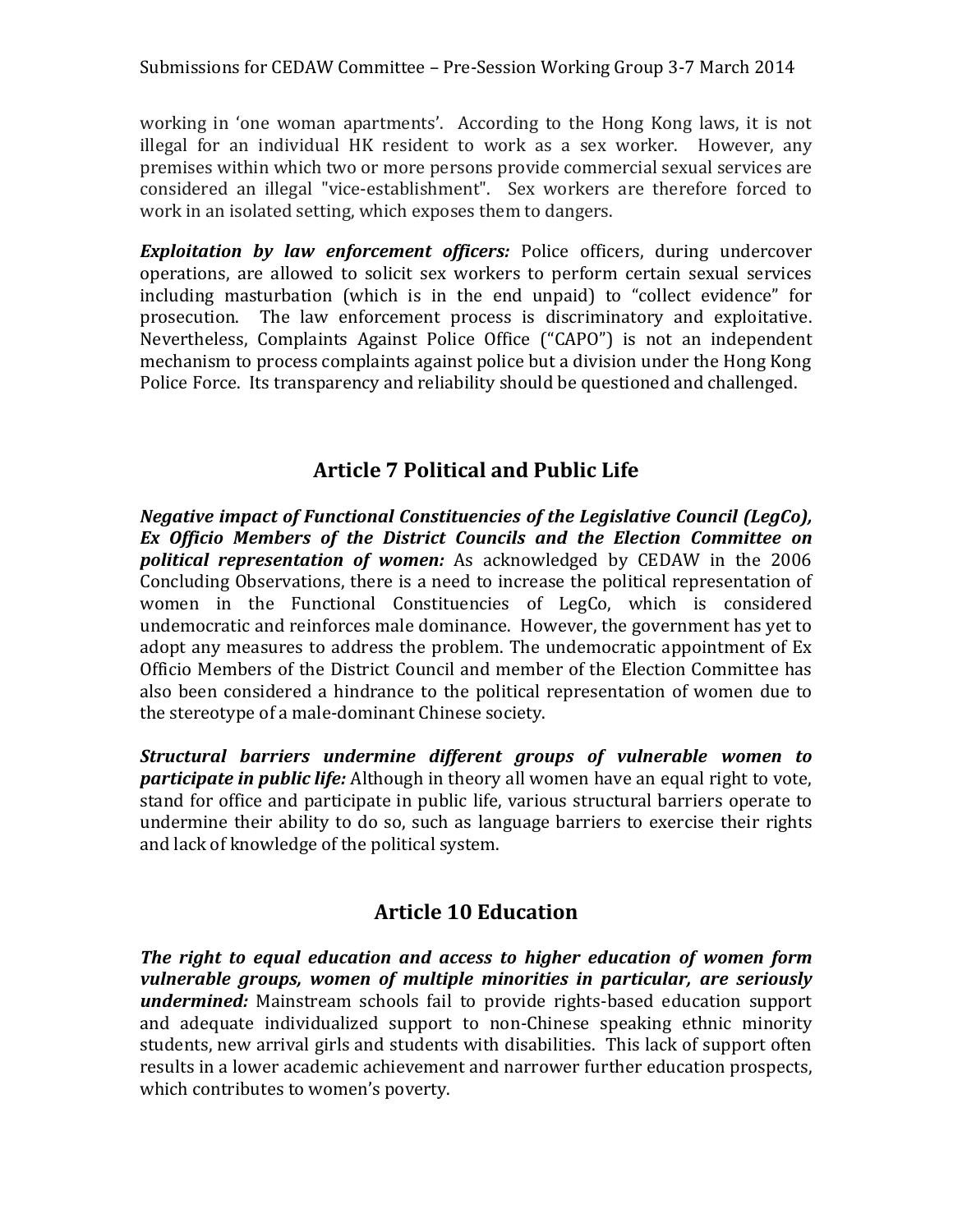working in 'one woman apartments'. According to the Hong Kong laws, it is not illegal for an individual HK resident to work as a sex worker. However, any premises within which two or more persons provide commercial sexual services are considered an illegal "vice-establishment". Sex workers are therefore forced to work in an isolated setting, which exposes them to dangers.

***Exploitation by law enforcement officers:*** Police officers, during undercover operations, are allowed to solicit sex workers to perform certain sexual services including masturbation (which is in the end unpaid) to "collect evidence" for prosecution. The law enforcement process is discriminatory and exploitative. Nevertheless, Complaints Against Police Office ("CAPO") is not an independent mechanism to process complaints against police but a division under the Hong Kong Police Force. Its transparency and reliability should be questioned and challenged.

## Article 7 Political and Public Life

***Negative impact of Functional Constituencies of the Legislative Council (LegCo), Ex Officio Members of the District Councils and the Election Committee on political representation of women:*** As acknowledged by CEDAW in the 2006 Concluding Observations, there is a need to increase the political representation of women in the Functional Constituencies of LegCo, which is considered undemocratic and reinforces male dominance. However, the government has yet to adopt any measures to address the problem. The undemocratic appointment of Ex Officio Members of the District Council and member of the Election Committee has also been considered a hindrance to the political representation of women due to the stereotype of a male-dominant Chinese society.

***Structural barriers undermine different groups of vulnerable women to participate in public life:*** Although in theory all women have an equal right to vote, stand for office and participate in public life, various structural barriers operate to undermine their ability to do so, such as language barriers to exercise their rights and lack of knowledge of the political system.

## Article 10 Education

***The right to equal education and access to higher education of women form vulnerable groups, women of multiple minorities in particular, are seriously undermined:*** Mainstream schools fail to provide rights-based education support and adequate individualized support to non-Chinese speaking ethnic minority students, new arrival girls and students with disabilities. This lack of support often results in a lower academic achievement and narrower further education prospects, which contributes to women's poverty.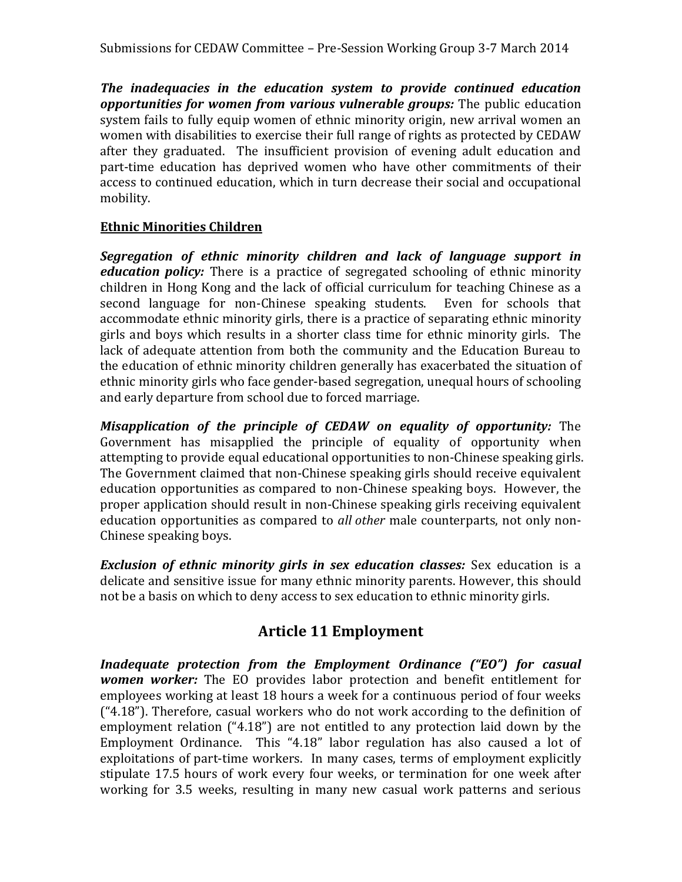***The inadequacies in the education system to provide continued education opportunities for women from various vulnerable groups:*** The public education system fails to fully equip women of ethnic minority origin, new arrival women an women with disabilities to exercise their full range of rights as protected by CEDAW after they graduated. The insufficient provision of evening adult education and part-time education has deprived women who have other commitments of their access to continued education, which in turn decrease their social and occupational mobility.

**Ethnic Minorities Children**

***Segregation of ethnic minority children and lack of language support in education policy:*** There is a practice of segregated schooling of ethnic minority children in Hong Kong and the lack of official curriculum for teaching Chinese as a second language for non-Chinese speaking students. Even for schools that accommodate ethnic minority girls, there is a practice of separating ethnic minority girls and boys which results in a shorter class time for ethnic minority girls. The lack of adequate attention from both the community and the Education Bureau to the education of ethnic minority children generally has exacerbated the situation of ethnic minority girls who face gender-based segregation, unequal hours of schooling and early departure from school due to forced marriage.

***Misapplication of the principle of CEDAW on equality of opportunity:*** The Government has misapplied the principle of equality of opportunity when attempting to provide equal educational opportunities to non-Chinese speaking girls. The Government claimed that non-Chinese speaking girls should receive equivalent education opportunities as compared to non-Chinese speaking boys. However, the proper application should result in non-Chinese speaking girls receiving equivalent education opportunities as compared to *all other* male counterparts, not only non-Chinese speaking boys.

***Exclusion of ethnic minority girls in sex education classes:*** Sex education is a delicate and sensitive issue for many ethnic minority parents. However, this should not be a basis on which to deny access to sex education to ethnic minority girls.

## Article 11 Employment

***Inadequate protection from the Employment Ordinance ("EO") for casual women worker:*** The EO provides labor protection and benefit entitlement for employees working at least 18 hours a week for a continuous period of four weeks ("4.18"). Therefore, casual workers who do not work according to the definition of employment relation ("4.18") are not entitled to any protection laid down by the Employment Ordinance. This "4.18" labor regulation has also caused a lot of exploitations of part-time workers. In many cases, terms of employment explicitly stipulate 17.5 hours of work every four weeks, or termination for one week after working for 3.5 weeks, resulting in many new casual work patterns and serious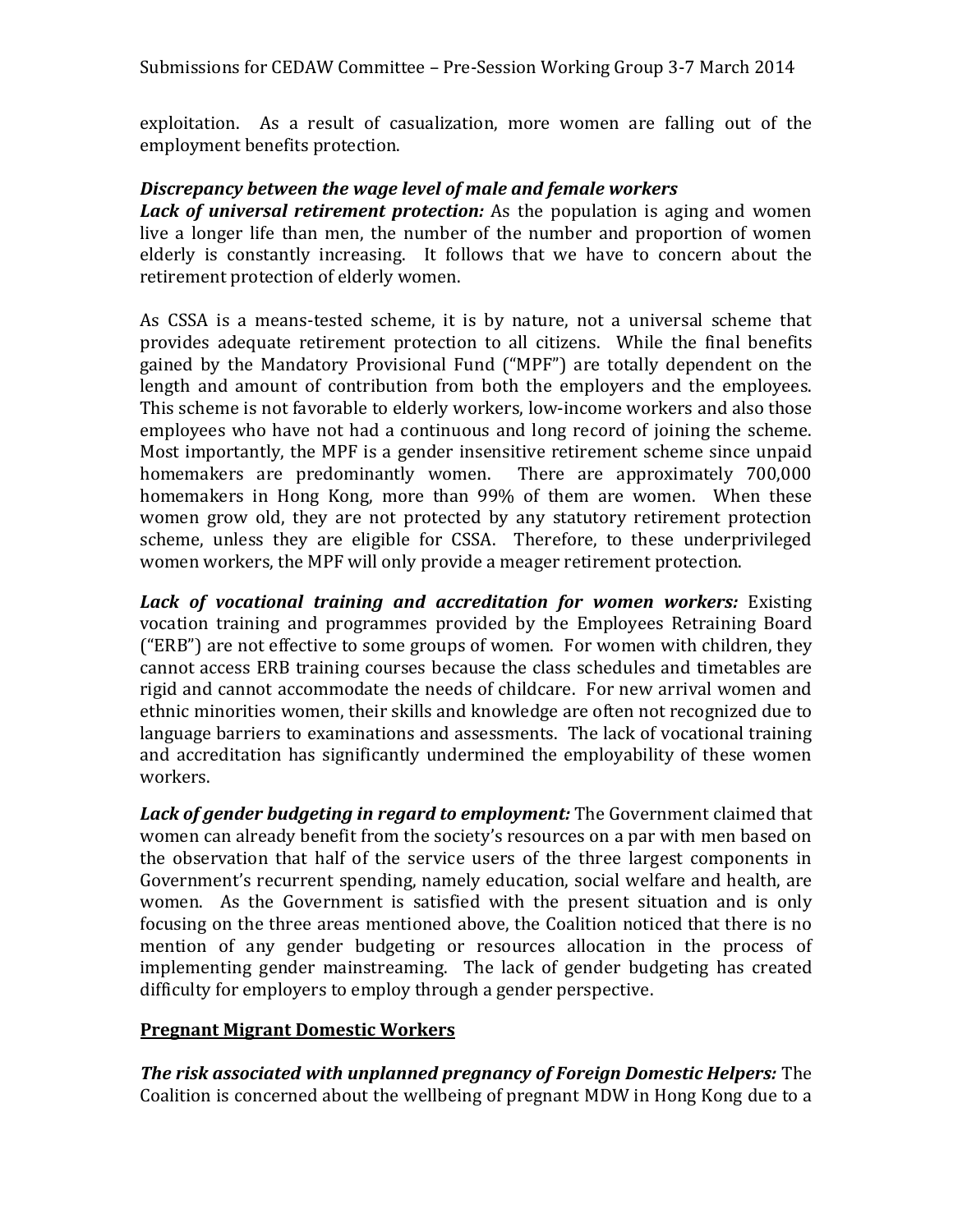exploitation. As a result of casualization, more women are falling out of the employment benefits protection.

### *Discrepancy between the wage level of male and female workers*

***Lack of universal retirement protection:*** As the population is aging and women live a longer life than men, the number of the number and proportion of women elderly is constantly increasing. It follows that we have to concern about the retirement protection of elderly women.

As CSSA is a means-tested scheme, it is by nature, not a universal scheme that provides adequate retirement protection to all citizens. While the final benefits gained by the Mandatory Provisional Fund ("MPF") are totally dependent on the length and amount of contribution from both the employers and the employees. This scheme is not favorable to elderly workers, low-income workers and also those employees who have not had a continuous and long record of joining the scheme. Most importantly, the MPF is a gender insensitive retirement scheme since unpaid homemakers are predominantly women. There are approximately 700,000 homemakers in Hong Kong, more than 99% of them are women. When these women grow old, they are not protected by any statutory retirement protection scheme, unless they are eligible for CSSA. Therefore, to these underprivileged women workers, the MPF will only provide a meager retirement protection.

***Lack of vocational training and accreditation for women workers:*** Existing vocation training and programmes provided by the Employees Retraining Board ("ERB") are not effective to some groups of women. For women with children, they cannot access ERB training courses because the class schedules and timetables are rigid and cannot accommodate the needs of childcare. For new arrival women and ethnic minorities women, their skills and knowledge are often not recognized due to language barriers to examinations and assessments. The lack of vocational training and accreditation has significantly undermined the employability of these women workers.

***Lack of gender budgeting in regard to employment:*** The Government claimed that women can already benefit from the society's resources on a par with men based on the observation that half of the service users of the three largest components in Government's recurrent spending, namely education, social welfare and health, are women. As the Government is satisfied with the present situation and is only focusing on the three areas mentioned above, the Coalition noticed that there is no mention of any gender budgeting or resources allocation in the process of implementing gender mainstreaming. The lack of gender budgeting has created difficulty for employers to employ through a gender perspective.

## <u>Pregnant Migrant Domestic Workers</u>

***The risk associated with unplanned pregnancy of Foreign Domestic Helpers:*** The Coalition is concerned about the wellbeing of pregnant MDW in Hong Kong due to a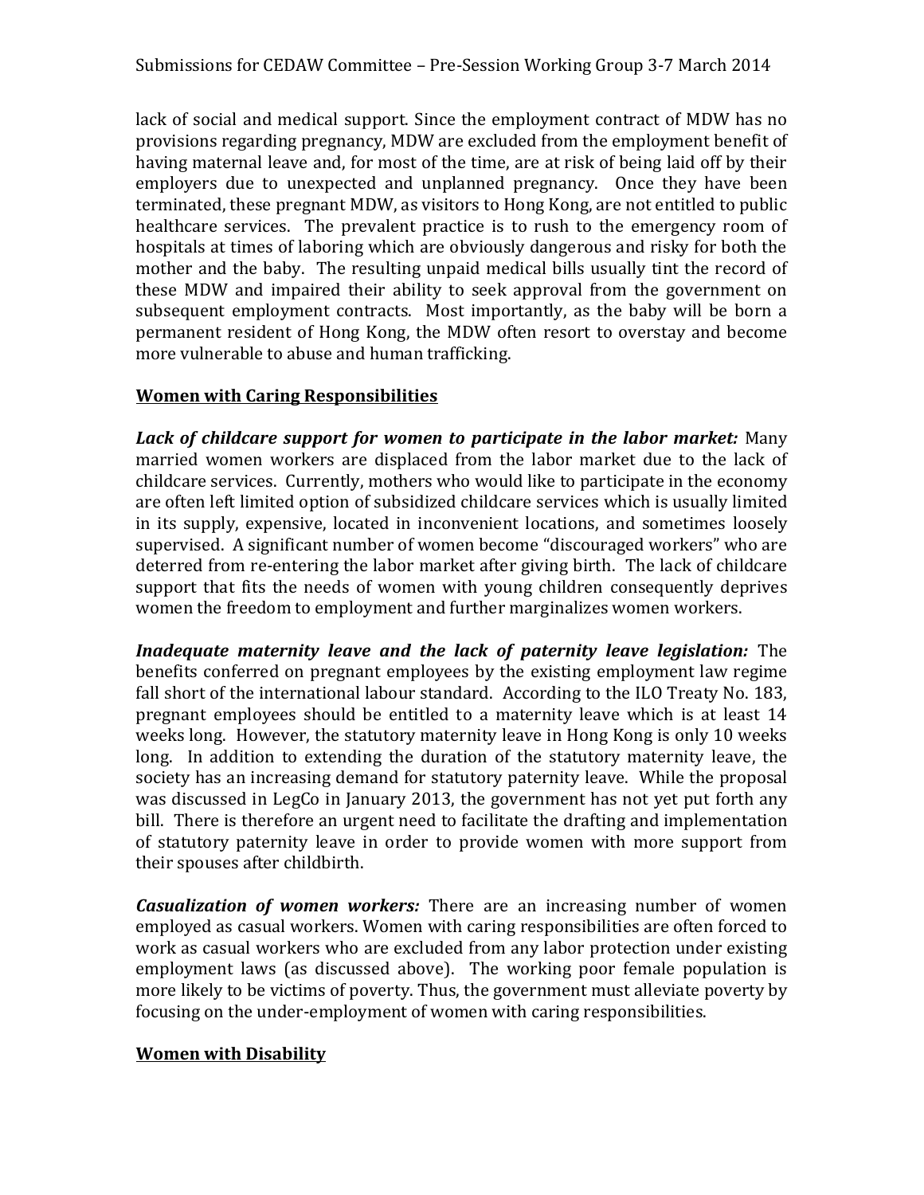lack of social and medical support. Since the employment contract of MDW has no provisions regarding pregnancy, MDW are excluded from the employment benefit of having maternal leave and, for most of the time, are at risk of being laid off by their employers due to unexpected and unplanned pregnancy. Once they have been terminated, these pregnant MDW, as visitors to Hong Kong, are not entitled to public healthcare services. The prevalent practice is to rush to the emergency room of hospitals at times of laboring which are obviously dangerous and risky for both the mother and the baby. The resulting unpaid medical bills usually tint the record of these MDW and impaired their ability to seek approval from the government on subsequent employment contracts. Most importantly, as the baby will be born a permanent resident of Hong Kong, the MDW often resort to overstay and become more vulnerable to abuse and human trafficking.

**Women with Caring Responsibilities**

***Lack of childcare support for women to participate in the labor market:*** Many married women workers are displaced from the labor market due to the lack of childcare services. Currently, mothers who would like to participate in the economy are often left limited option of subsidized childcare services which is usually limited in its supply, expensive, located in inconvenient locations, and sometimes loosely supervised. A significant number of women become "discouraged workers" who are deterred from re-entering the labor market after giving birth. The lack of childcare support that fits the needs of women with young children consequently deprives women the freedom to employment and further marginalizes women workers.

***Inadequate maternity leave and the lack of paternity leave legislation:*** The benefits conferred on pregnant employees by the existing employment law regime fall short of the international labour standard. According to the ILO Treaty No. 183, pregnant employees should be entitled to a maternity leave which is at least 14 weeks long. However, the statutory maternity leave in Hong Kong is only 10 weeks long. In addition to extending the duration of the statutory maternity leave, the society has an increasing demand for statutory paternity leave. While the proposal was discussed in LegCo in January 2013, the government has not yet put forth any bill. There is therefore an urgent need to facilitate the drafting and implementation of statutory paternity leave in order to provide women with more support from their spouses after childbirth.

***Casualization of women workers:*** There are an increasing number of women employed as casual workers. Women with caring responsibilities are often forced to work as casual workers who are excluded from any labor protection under existing employment laws (as discussed above). The working poor female population is more likely to be victims of poverty. Thus, the government must alleviate poverty by focusing on the under-employment of women with caring responsibilities.

**Women with Disability**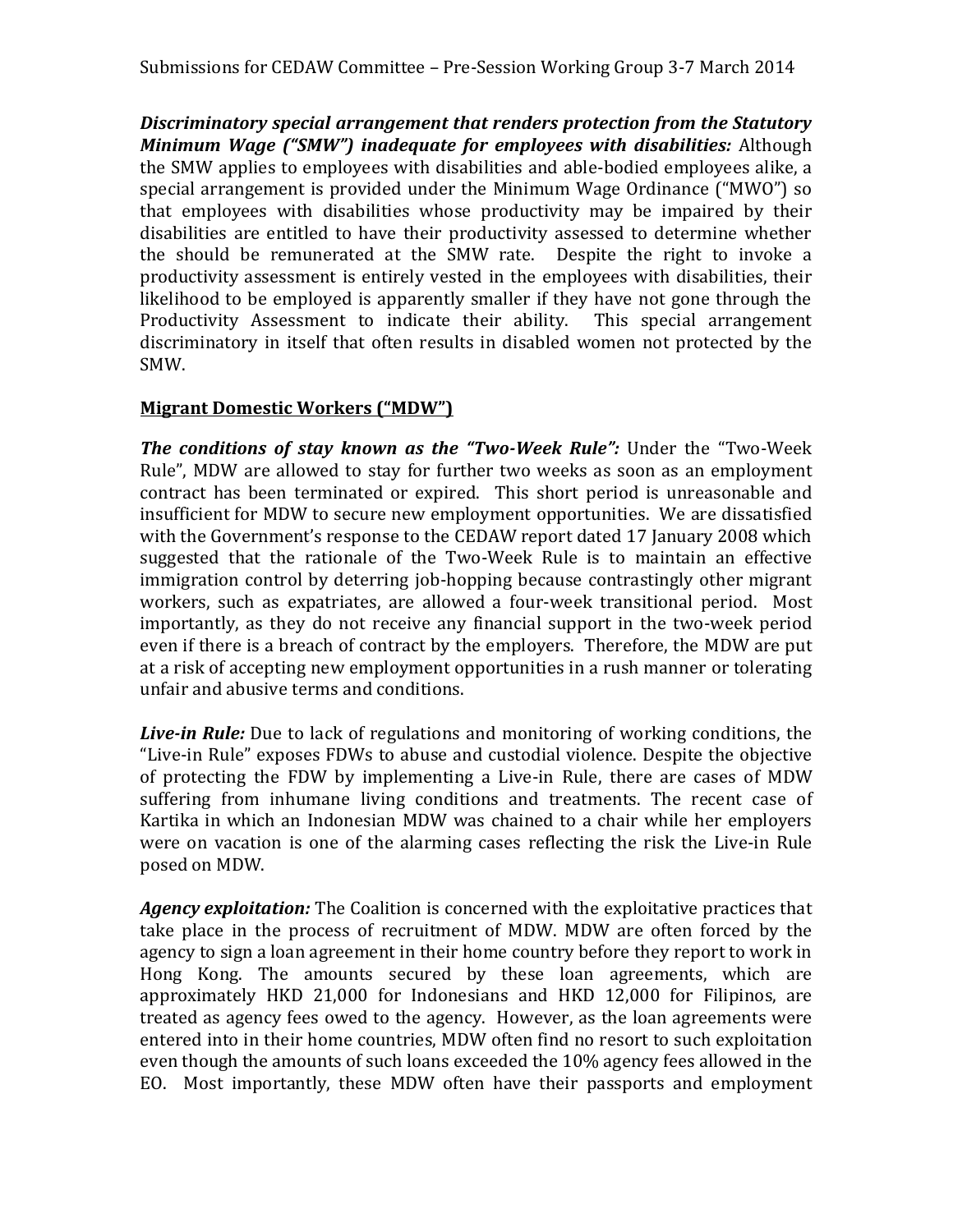***Discriminatory special arrangement that renders protection from the Statutory Minimum Wage ("SMW") inadequate for employees with disabilities:*** Although the SMW applies to employees with disabilities and able-bodied employees alike, a special arrangement is provided under the Minimum Wage Ordinance ("MWO") so that employees with disabilities whose productivity may be impaired by their disabilities are entitled to have their productivity assessed to determine whether the should be remunerated at the SMW rate. Despite the right to invoke a productivity assessment is entirely vested in the employees with disabilities, their likelihood to be employed is apparently smaller if they have not gone through the Productivity Assessment to indicate their ability. This special arrangement discriminatory in itself that often results in disabled women not protected by the SMW.

**<u>Migrant Domestic Workers ("MDW")</u>**

***The conditions of stay known as the "Two-Week Rule":*** Under the "Two-Week Rule", MDW are allowed to stay for further two weeks as soon as an employment contract has been terminated or expired. This short period is unreasonable and insufficient for MDW to secure new employment opportunities. We are dissatisfied with the Government's response to the CEDAW report dated 17 January 2008 which suggested that the rationale of the Two-Week Rule is to maintain an effective immigration control by deterring job-hopping because contrastingly other migrant workers, such as expatriates, are allowed a four-week transitional period. Most importantly, as they do not receive any financial support in the two-week period even if there is a breach of contract by the employers. Therefore, the MDW are put at a risk of accepting new employment opportunities in a rush manner or tolerating unfair and abusive terms and conditions.

***Live-in Rule:*** Due to lack of regulations and monitoring of working conditions, the "Live-in Rule" exposes FDWs to abuse and custodial violence. Despite the objective of protecting the FDW by implementing a Live-in Rule, there are cases of MDW suffering from inhumane living conditions and treatments. The recent case of Kartika in which an Indonesian MDW was chained to a chair while her employers were on vacation is one of the alarming cases reflecting the risk the Live-in Rule posed on MDW.

***Agency exploitation:*** The Coalition is concerned with the exploitative practices that take place in the process of recruitment of MDW. MDW are often forced by the agency to sign a loan agreement in their home country before they report to work in Hong Kong. The amounts secured by these loan agreements, which are approximately HKD 21,000 for Indonesians and HKD 12,000 for Filipinos, are treated as agency fees owed to the agency. However, as the loan agreements were entered into in their home countries, MDW often find no resort to such exploitation even though the amounts of such loans exceeded the 10% agency fees allowed in the EO. Most importantly, these MDW often have their passports and employment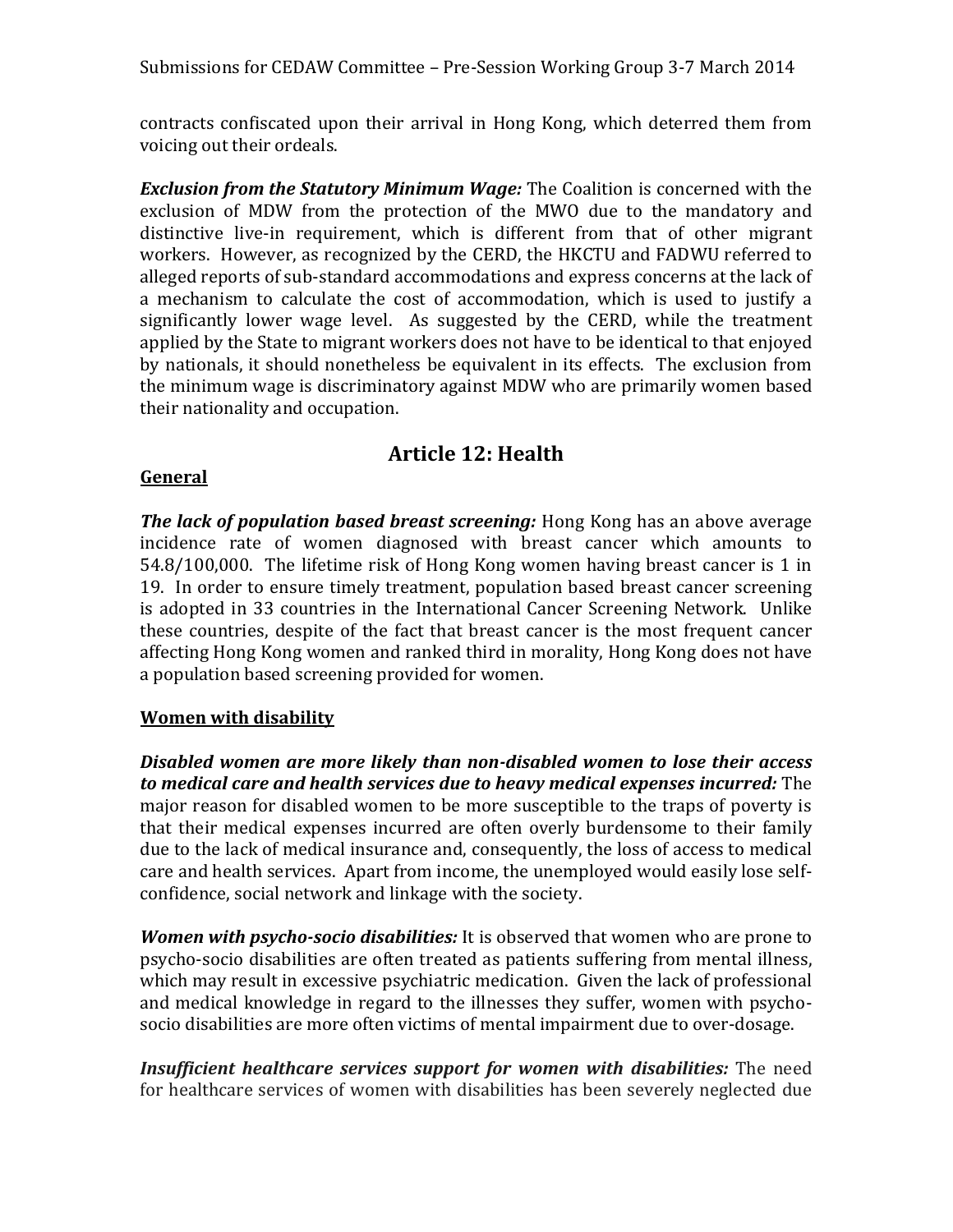contracts confiscated upon their arrival in Hong Kong, which deterred them from voicing out their ordeals.

***Exclusion from the Statutory Minimum Wage:*** The Coalition is concerned with the exclusion of MDW from the protection of the MWO due to the mandatory and distinctive live-in requirement, which is different from that of other migrant workers. However, as recognized by the CERD, the HKCTU and FADWU referred to alleged reports of sub-standard accommodations and express concerns at the lack of a mechanism to calculate the cost of accommodation, which is used to justify a significantly lower wage level. As suggested by the CERD, while the treatment applied by the State to migrant workers does not have to be identical to that enjoyed by nationals, it should nonetheless be equivalent in its effects. The exclusion from the minimum wage is discriminatory against MDW who are primarily women based their nationality and occupation.

## Article 12: Health

**General**

***The lack of population based breast screening:*** Hong Kong has an above average incidence rate of women diagnosed with breast cancer which amounts to 54.8/100,000. The lifetime risk of Hong Kong women having breast cancer is 1 in 19. In order to ensure timely treatment, population based breast cancer screening is adopted in 33 countries in the International Cancer Screening Network. Unlike these countries, despite of the fact that breast cancer is the most frequent cancer affecting Hong Kong women and ranked third in morality, Hong Kong does not have a population based screening provided for women.

**Women with disability**

***Disabled women are more likely than non-disabled women to lose their access to medical care and health services due to heavy medical expenses incurred:*** The major reason for disabled women to be more susceptible to the traps of poverty is that their medical expenses incurred are often overly burdensome to their family due to the lack of medical insurance and, consequently, the loss of access to medical care and health services. Apart from income, the unemployed would easily lose self-confidence, social network and linkage with the society.

***Women with psycho-socio disabilities:*** It is observed that women who are prone to psycho-socio disabilities are often treated as patients suffering from mental illness, which may result in excessive psychiatric medication. Given the lack of professional and medical knowledge in regard to the illnesses they suffer, women with psycho-socio disabilities are more often victims of mental impairment due to over-dosage.

***Insufficient healthcare services support for women with disabilities:*** The need for healthcare services of women with disabilities has been severely neglected due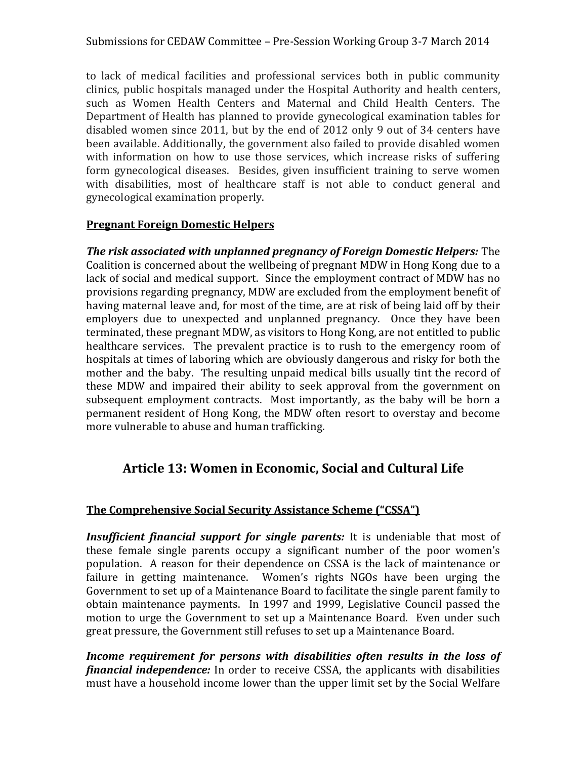to lack of medical facilities and professional services both in public community clinics, public hospitals managed under the Hospital Authority and health centers, such as Women Health Centers and Maternal and Child Health Centers. The Department of Health has planned to provide gynecological examination tables for disabled women since 2011, but by the end of 2012 only 9 out of 34 centers have been available. Additionally, the government also failed to provide disabled women with information on how to use those services, which increase risks of suffering form gynecological diseases. Besides, given insufficient training to serve women with disabilities, most of healthcare staff is not able to conduct general and gynecological examination properly.

**Pregnant Foreign Domestic Helpers**

***The risk associated with unplanned pregnancy of Foreign Domestic Helpers:*** The Coalition is concerned about the wellbeing of pregnant MDW in Hong Kong due to a lack of social and medical support. Since the employment contract of MDW has no provisions regarding pregnancy, MDW are excluded from the employment benefit of having maternal leave and, for most of the time, are at risk of being laid off by their employers due to unexpected and unplanned pregnancy. Once they have been terminated, these pregnant MDW, as visitors to Hong Kong, are not entitled to public healthcare services. The prevalent practice is to rush to the emergency room of hospitals at times of laboring which are obviously dangerous and risky for both the mother and the baby. The resulting unpaid medical bills usually tint the record of these MDW and impaired their ability to seek approval from the government on subsequent employment contracts. Most importantly, as the baby will be born a permanent resident of Hong Kong, the MDW often resort to overstay and become more vulnerable to abuse and human trafficking.

## Article 13: Women in Economic, Social and Cultural Life

**The Comprehensive Social Security Assistance Scheme ("CSSA")**

***Insufficient financial support for single parents:*** It is undeniable that most of these female single parents occupy a significant number of the poor women's population. A reason for their dependence on CSSA is the lack of maintenance or failure in getting maintenance. Women's rights NGOs have been urging the Government to set up of a Maintenance Board to facilitate the single parent family to obtain maintenance payments. In 1997 and 1999, Legislative Council passed the motion to urge the Government to set up a Maintenance Board. Even under such great pressure, the Government still refuses to set up a Maintenance Board.

***Income requirement for persons with disabilities often results in the loss of financial independence:*** In order to receive CSSA, the applicants with disabilities must have a household income lower than the upper limit set by the Social Welfare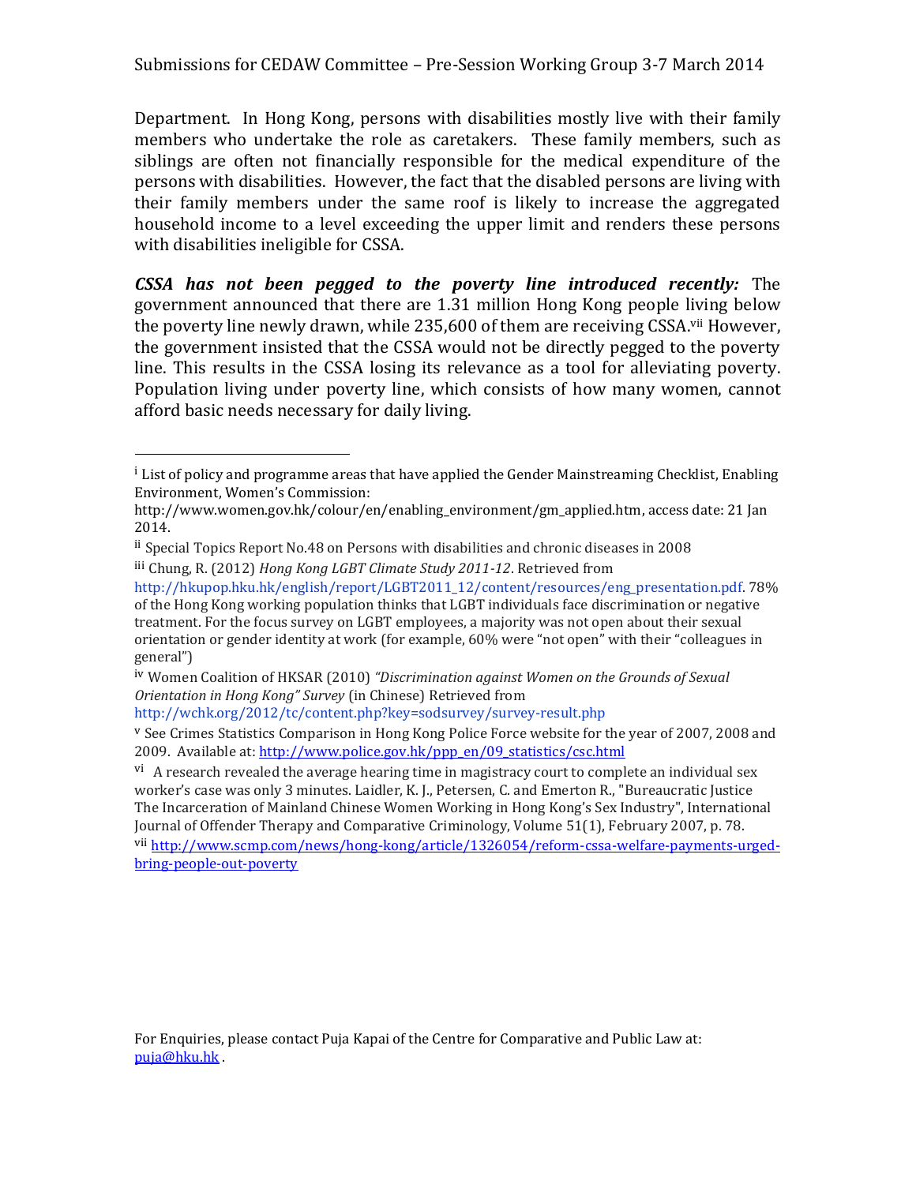Department. In Hong Kong, persons with disabilities mostly live with their family members who undertake the role as caretakers. These family members, such as siblings are often not financially responsible for the medical expenditure of the persons with disabilities. However, the fact that the disabled persons are living with their family members under the same roof is likely to increase the aggregated household income to a level exceeding the upper limit and renders these persons with disabilities ineligible for CSSA.

***CSSA has not been pegged to the poverty line introduced recently:*** The government announced that there are 1.31 million Hong Kong people living below the poverty line newly drawn, while 235,600 of them are receiving CSSA.[vii] However, the government insisted that the CSSA would not be directly pegged to the poverty line. This results in the CSSA losing its relevance as a tool for alleviating poverty. Population living under poverty line, which consists of how many women, cannot afford basic needs necessary for daily living.

---

[i] List of policy and programme areas that have applied the Gender Mainstreaming Checklist, Enabling Environment, Women's Commission: http://www.women.gov.hk/colour/en/enabling_environment/gm_applied.htm, access date: 21 Jan 2014.

[ii] Special Topics Report No.48 on Persons with disabilities and chronic diseases in 2008

[iii] Chung, R. (2012) *Hong Kong LGBT Climate Study 2011-12*. Retrieved from http://hkupop.hku.hk/english/report/LGBT2011_12/content/resources/eng_presentation.pdf. 78% of the Hong Kong working population thinks that LGBT individuals face discrimination or negative treatment. For the focus survey on LGBT employees, a majority was not open about their sexual orientation or gender identity at work (for example, 60% were "not open" with their "colleagues in general")

[iv] Women Coalition of HKSAR (2010) *"Discrimination against Women on the Grounds of Sexual Orientation in Hong Kong" Survey* (in Chinese) Retrieved from http://wchk.org/2012/tc/content.php?key=sodsurvey/survey-result.php

[v] See Crimes Statistics Comparison in Hong Kong Police Force website for the year of 2007, 2008 and 2009. Available at: http://www.police.gov.hk/ppp_en/09_statistics/csc.html

[vi] A research revealed the average hearing time in magistracy court to complete an individual sex worker's case was only 3 minutes. Laidler, K. J., Petersen, C. and Emerton R., "Bureaucratic Justice The Incarceration of Mainland Chinese Women Working in Hong Kong's Sex Industry", International Journal of Offender Therapy and Comparative Criminology, Volume 51(1), February 2007, p. 78.

[vii] http://www.scmp.com/news/hong-kong/article/1326054/reform-cssa-welfare-payments-urged-bring-people-out-poverty

For Enquiries, please contact Puja Kapai of the Centre for Comparative and Public Law at: puja@hku.hk .